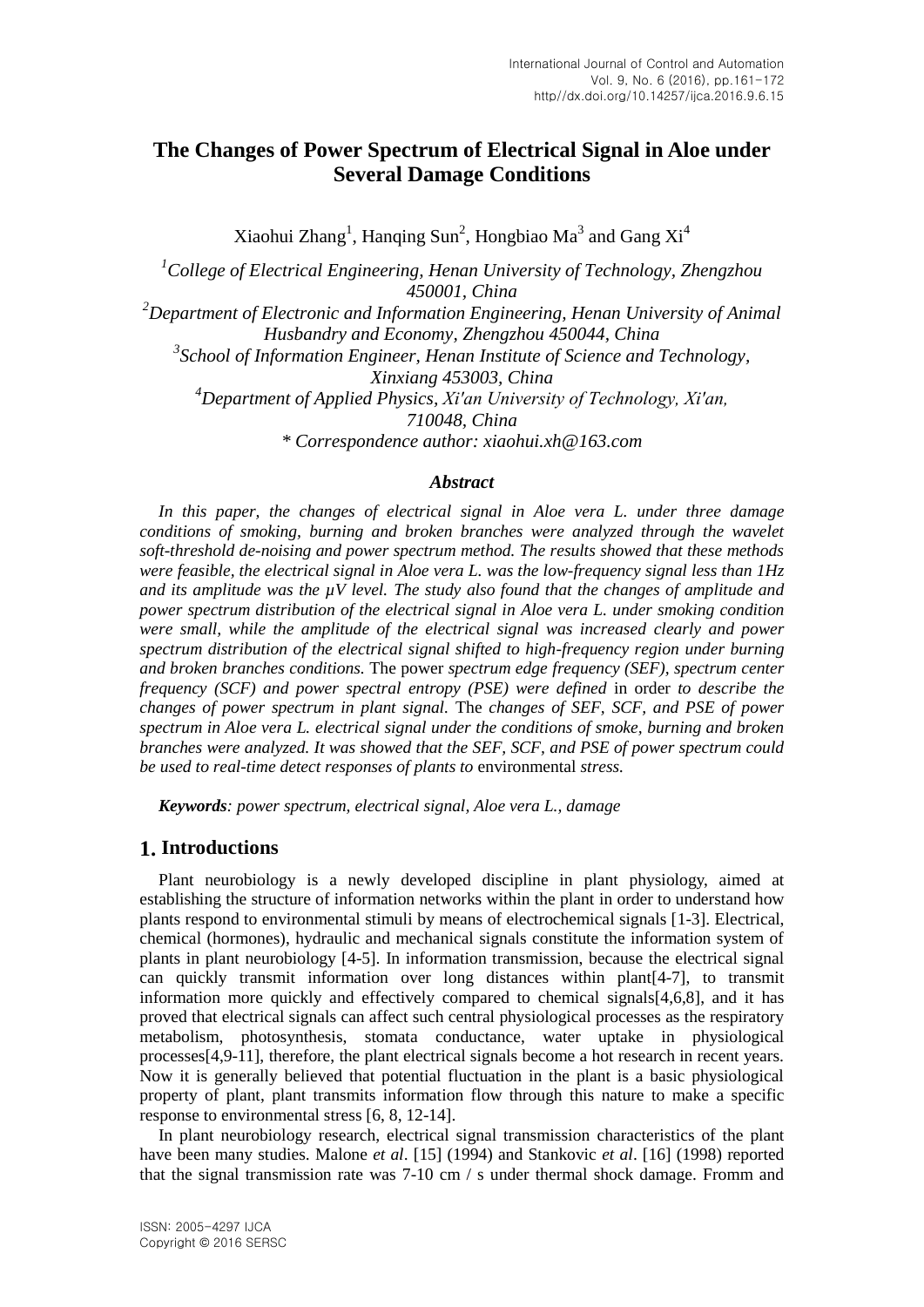# The Changes of Power Spectrum of Electrical Signal in Aloe under Several Damage Conditions

Xiaohui Zhang[1], Hanqing Sun[2], Hongbiao Ma[3] and Gang Xi[4]

[1]*College of Electrical Engineering, Henan University of Technology, Zhengzhou 450001, China*
[2]*Department of Electronic and Information Engineering, Henan University of Animal Husbandry and Economy, Zhengzhou 450044, China*
[3]*School of Information Engineer, Henan Institute of Science and Technology, Xinxiang 453003, China*
[4]*Department of Applied Physics, Xi'an University of Technology, Xi'an, 710048, China*
*\* Correspondence author: xiaohui.xh@163.com*

### *Abstract*

*In this paper, the changes of electrical signal in Aloe vera L. under three damage conditions of smoking, burning and broken branches were analyzed through the wavelet soft-threshold de-noising and power spectrum method. The results showed that these methods were feasible, the electrical signal in Aloe vera L. was the low-frequency signal less than 1Hz and its amplitude was the μV level. The study also found that the changes of amplitude and power spectrum distribution of the electrical signal in Aloe vera L. under smoking condition were small, while the amplitude of the electrical signal was increased clearly and power spectrum distribution of the electrical signal shifted to high-frequency region under burning and broken branches conditions.* The power *spectrum edge frequency (SEF), spectrum center frequency (SCF) and power spectral entropy (PSE) were defined* in order *to describe the changes of power spectrum in plant signal.* The *changes of SEF, SCF, and PSE of power spectrum in Aloe vera L. electrical signal under the conditions of smoke, burning and broken branches were analyzed. It was showed that the SEF, SCF, and PSE of power spectrum could be used to real-time detect responses of plants to* environmental *stress.*

***Keywords****: power spectrum, electrical signal, Aloe vera L., damage*

## 1. Introductions

Plant neurobiology is a newly developed discipline in plant physiology, aimed at establishing the structure of information networks within the plant in order to understand how plants respond to environmental stimuli by means of electrochemical signals [1-3]. Electrical, chemical (hormones), hydraulic and mechanical signals constitute the information system of plants in plant neurobiology [4-5]. In information transmission, because the electrical signal can quickly transmit information over long distances within plant[4-7], to transmit information more quickly and effectively compared to chemical signals[4,6,8], and it has proved that electrical signals can affect such central physiological processes as the respiratory metabolism, photosynthesis, stomata conductance, water uptake in physiological processes[4,9-11], therefore, the plant electrical signals become a hot research in recent years. Now it is generally believed that potential fluctuation in the plant is a basic physiological property of plant, plant transmits information flow through this nature to make a specific response to environmental stress [6, 8, 12-14].

In plant neurobiology research, electrical signal transmission characteristics of the plant have been many studies. Malone *et al*. [15] (1994) and Stankovic *et al*. [16] (1998) reported that the signal transmission rate was 7-10 cm / s under thermal shock damage. Fromm and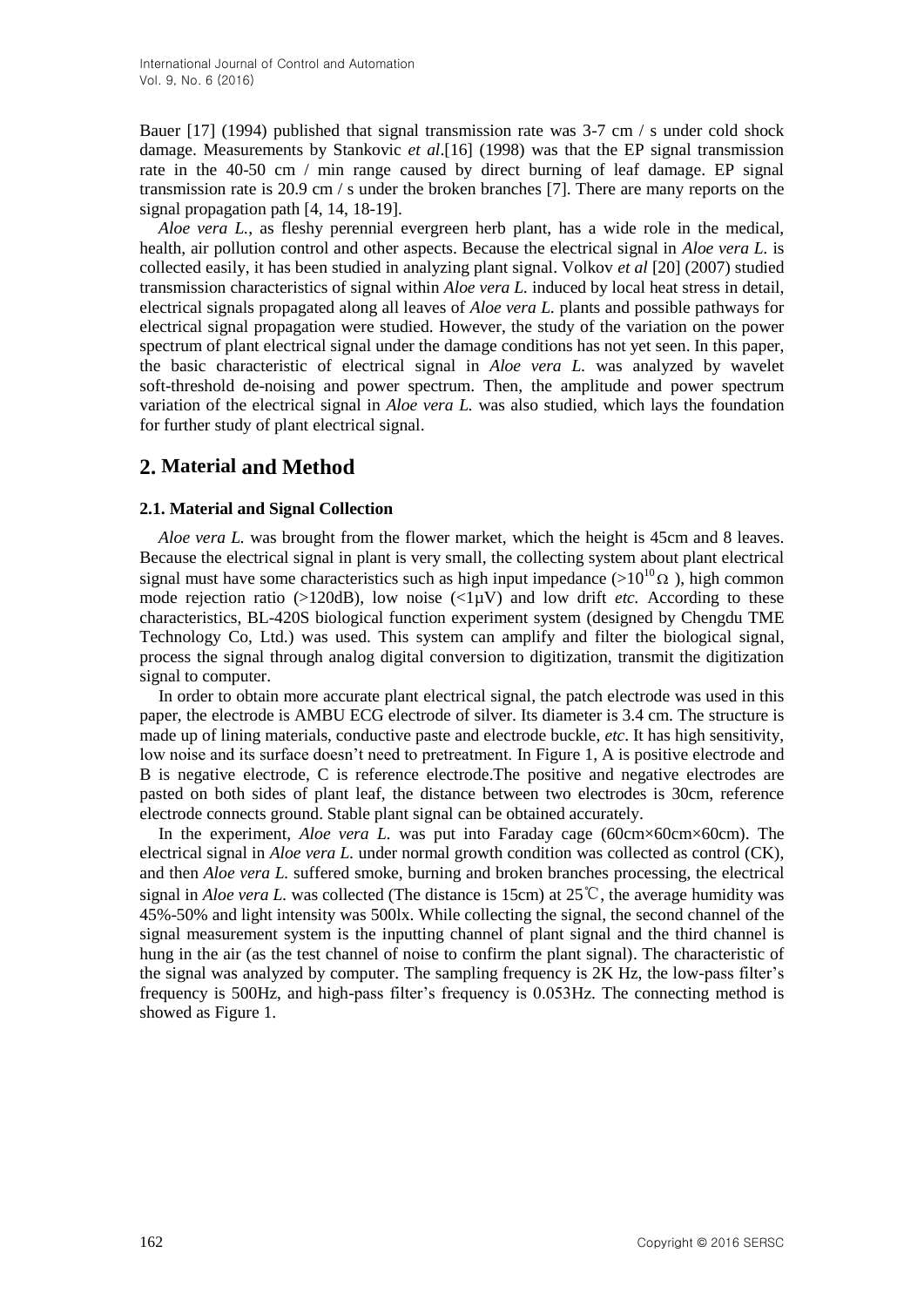Bauer [17] (1994) published that signal transmission rate was 3-7 cm / s under cold shock damage. Measurements by Stankovic *et al*.[16] (1998) was that the EP signal transmission rate in the 40-50 cm / min range caused by direct burning of leaf damage. EP signal transmission rate is 20.9 cm / s under the broken branches [7]. There are many reports on the signal propagation path [4, 14, 18-19].

*Aloe vera L.*, as fleshy perennial evergreen herb plant, has a wide role in the medical, health, air pollution control and other aspects. Because the electrical signal in *Aloe vera L.* is collected easily, it has been studied in analyzing plant signal. Volkov *et al* [20] (2007) studied transmission characteristics of signal within *Aloe vera L.* induced by local heat stress in detail, electrical signals propagated along all leaves of *Aloe vera L.* plants and possible pathways for electrical signal propagation were studied. However, the study of the variation on the power spectrum of plant electrical signal under the damage conditions has not yet seen. In this paper, the basic characteristic of electrical signal in *Aloe vera L.* was analyzed by wavelet soft-threshold de-noising and power spectrum. Then, the amplitude and power spectrum variation of the electrical signal in *Aloe vera L.* was also studied, which lays the foundation for further study of plant electrical signal.

## 2. Material and Method

### 2.1. Material and Signal Collection

*Aloe vera L.* was brought from the flower market, which the height is 45cm and 8 leaves. Because the electrical signal in plant is very small, the collecting system about plant electrical signal must have some characteristics such as high input impedance ($>10^{10}\Omega$), high common mode rejection ratio (>120dB), low noise (<1μV) and low drift *etc.* According to these characteristics, BL-420S biological function experiment system (designed by Chengdu TME Technology Co, Ltd.) was used. This system can amplify and filter the biological signal, process the signal through analog digital conversion to digitization, transmit the digitization signal to computer.

In order to obtain more accurate plant electrical signal, the patch electrode was used in this paper, the electrode is AMBU ECG electrode of silver. Its diameter is 3.4 cm. The structure is made up of lining materials, conductive paste and electrode buckle, *etc*. It has high sensitivity, low noise and its surface doesn't need to pretreatment. In Figure 1, A is positive electrode and B is negative electrode, C is reference electrode.The positive and negative electrodes are pasted on both sides of plant leaf, the distance between two electrodes is 30cm, reference electrode connects ground. Stable plant signal can be obtained accurately.

In the experiment, *Aloe vera L.* was put into Faraday cage (60cm×60cm×60cm). The electrical signal in *Aloe vera L.* under normal growth condition was collected as control (CK), and then *Aloe vera L.* suffered smoke, burning and broken branches processing, the electrical signal in *Aloe vera L.* was collected (The distance is 15cm) at 25℃, the average humidity was 45%-50% and light intensity was 500lx. While collecting the signal, the second channel of the signal measurement system is the inputting channel of plant signal and the third channel is hung in the air (as the test channel of noise to confirm the plant signal). The characteristic of the signal was analyzed by computer. The sampling frequency is 2K Hz, the low-pass filter's frequency is 500Hz, and high-pass filter's frequency is 0.053Hz. The connecting method is showed as Figure 1.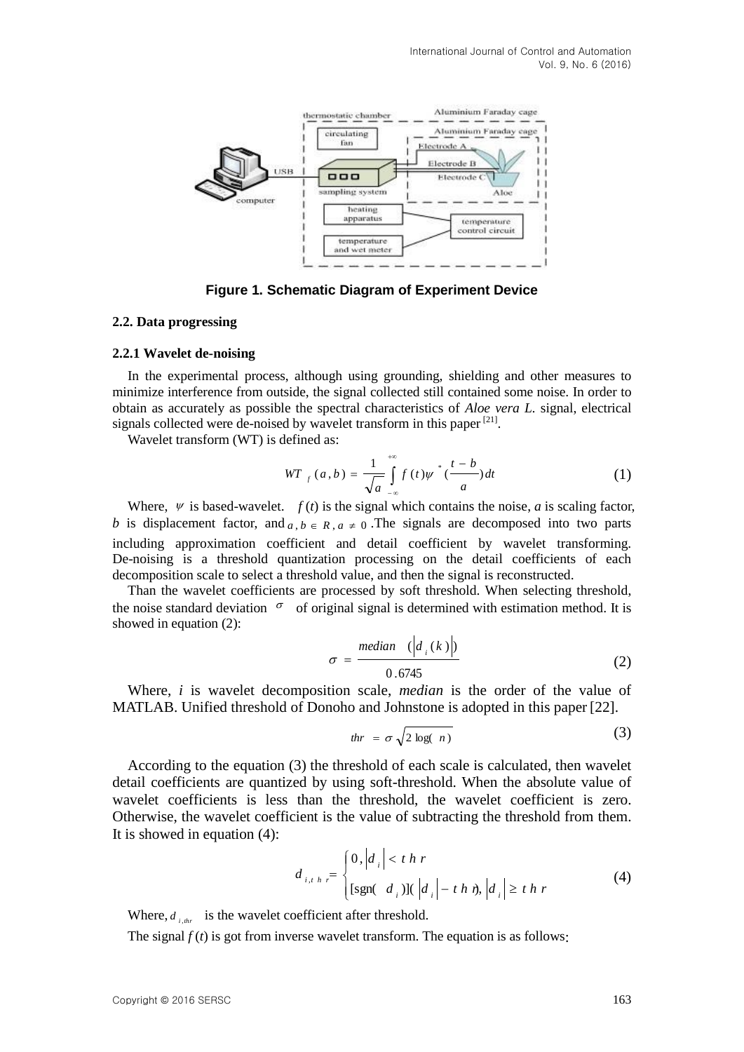Figure 1. Schematic Diagram of Experiment Device

### 2.2. Data progressing

#### 2.2.1 Wavelet de-noising

In the experimental process, although using grounding, shielding and other measures to minimize interference from outside, the signal collected still contained some noise. In order to obtain as accurately as possible the spectral characteristics of *Aloe vera L.* signal, electrical signals collected were de-noised by wavelet transform in this paper [21].

Wavelet transform (WT) is defined as:

$$WT_f(a,b) = \frac{1}{\sqrt{a}} \int_{-\infty}^{+\infty} f(t)\psi^*\left(\frac{t-b}{a}\right)dt \tag{1}$$

Where, $\psi$ is based-wavelet. $f(t)$ is the signal which contains the noise, $a$ is scaling factor, $b$ is displacement factor, and $a, b \in R, a \neq 0$ .The signals are decomposed into two parts including approximation coefficient and detail coefficient by wavelet transforming. De-noising is a threshold quantization processing on the detail coefficients of each decomposition scale to select a threshold value, and then the signal is reconstructed.

Than the wavelet coefficients are processed by soft threshold. When selecting threshold, the noise standard deviation $\sigma$ of original signal is determined with estimation method. It is showed in equation (2):

$$\sigma = \frac{median\left(\left|d_i(k)\right|\right)}{0.6745} \tag{2}$$

Where, $i$ is wavelet decomposition scale, *median* is the order of the value of MATLAB. Unified threshold of Donoho and Johnstone is adopted in this paper [22].

$$thr = \sigma\sqrt{2\log(n)} \tag{3}$$

According to the equation (3) the threshold of each scale is calculated, then wavelet detail coefficients are quantized by using soft-threshold. When the absolute value of wavelet coefficients is less than the threshold, the wavelet coefficient is zero. Otherwise, the wavelet coefficient is the value of subtracting the threshold from them. It is showed in equation (4):

$$d_{i,thr} = \begin{cases} 0, & \left|d_i\right| < thr \\ [\mathrm{sgn}(d_i)](\left|d_i\right| - thr), & \left|d_i\right| \geq thr \end{cases} \tag{4}$$

Where, $d_{i,thr}$ is the wavelet coefficient after threshold.

The signal $f(t)$ is got from inverse wavelet transform. The equation is as follows: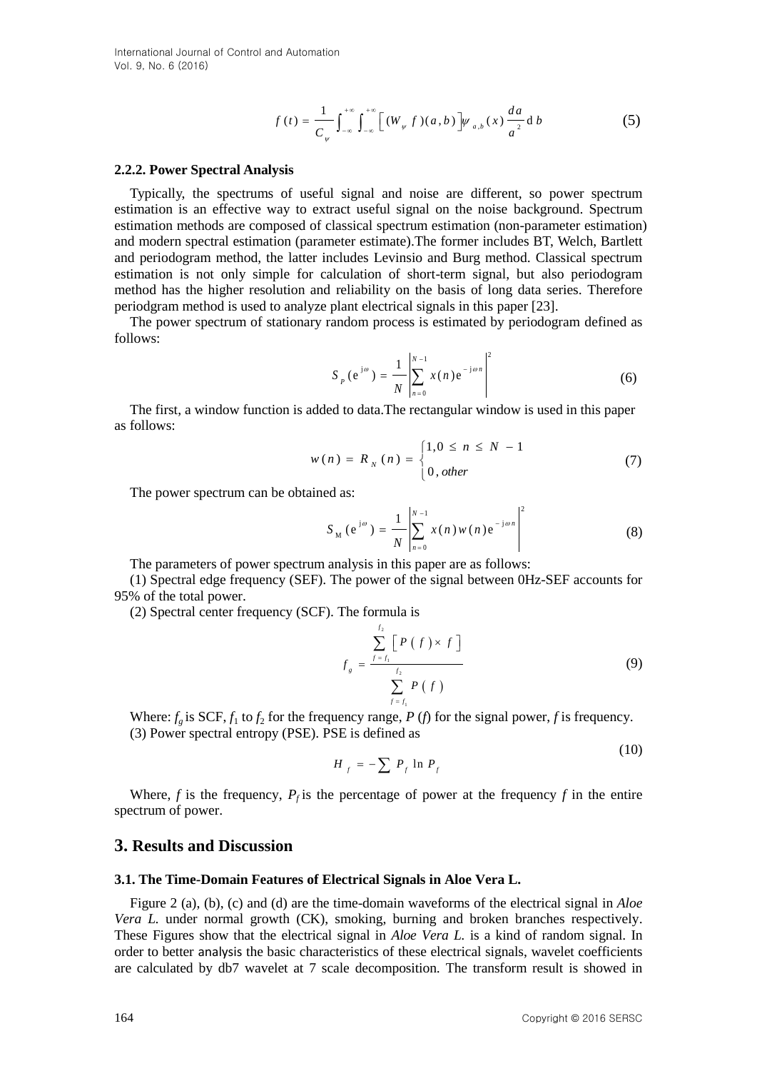$$f(t) = \frac{1}{C_\psi} \int_{-\infty}^{+\infty} \int_{-\infty}^{+\infty} \left[ (W_\psi f)(a,b) \right] \psi_{a,b}(x) \frac{da}{a^2} \mathrm{d}b \tag{5}$$

#### 2.2.2. Power Spectral Analysis

Typically, the spectrums of useful signal and noise are different, so power spectrum estimation is an effective way to extract useful signal on the noise background. Spectrum estimation methods are composed of classical spectrum estimation (non-parameter estimation) and modern spectral estimation (parameter estimate).The former includes BT, Welch, Bartlett and periodogram method, the latter includes Levinsio and Burg method. Classical spectrum estimation is not only simple for calculation of short-term signal, but also periodogram method has the higher resolution and reliability on the basis of long data series. Therefore periodgram method is used to analyze plant electrical signals in this paper [23].

The power spectrum of stationary random process is estimated by periodogram defined as follows:

$$S_P(\mathrm{e}^{\mathrm{j}\omega}) = \frac{1}{N} \left| \sum_{n=0}^{N-1} x(n) \mathrm{e}^{-\mathrm{j}\omega n} \right|^2 \tag{6}$$

The first, a window function is added to data.The rectangular window is used in this paper as follows:

$$w(n) = R_N(n) = \begin{cases} 1, 0 \leq n \leq N-1 \\ 0, other \end{cases} \tag{7}$$

The power spectrum can be obtained as:

$$S_M(\mathrm{e}^{\mathrm{j}\omega}) = \frac{1}{N} \left| \sum_{n=0}^{N-1} x(n) w(n) \mathrm{e}^{-\mathrm{j}\omega n} \right|^2 \tag{8}$$

The parameters of power spectrum analysis in this paper are as follows:

(1) Spectral edge frequency (SEF). The power of the signal between 0Hz-SEF accounts for 95% of the total power.

(2) Spectral center frequency (SCF). The formula is

$$f_g = \frac{\sum_{f=f_1}^{f_2} \left[ P(f) \times f \right]}{\sum_{f=f_1}^{f_2} P(f)} \tag{9}$$

Where: $f_g$ is SCF, $f_1$ to $f_2$ for the frequency range, $P(f)$ for the signal power, $f$ is frequency.

(3) Power spectral entropy (PSE). PSE is defined as

$$H_f = -\sum P_f \ln P_f \tag{10}$$

Where, $f$ is the frequency, $P_f$ is the percentage of power at the frequency $f$ in the entire spectrum of power.

## 3. Results and Discussion

### 3.1. The Time-Domain Features of Electrical Signals in Aloe Vera L.

Figure 2 (a), (b), (c) and (d) are the time-domain waveforms of the electrical signal in *Aloe Vera L.* under normal growth (CK), smoking, burning and broken branches respectively. These Figures show that the electrical signal in *Aloe Vera L.* is a kind of random signal. In order to better analysis the basic characteristics of these electrical signals, wavelet coefficients are calculated by db7 wavelet at 7 scale decomposition. The transform result is showed in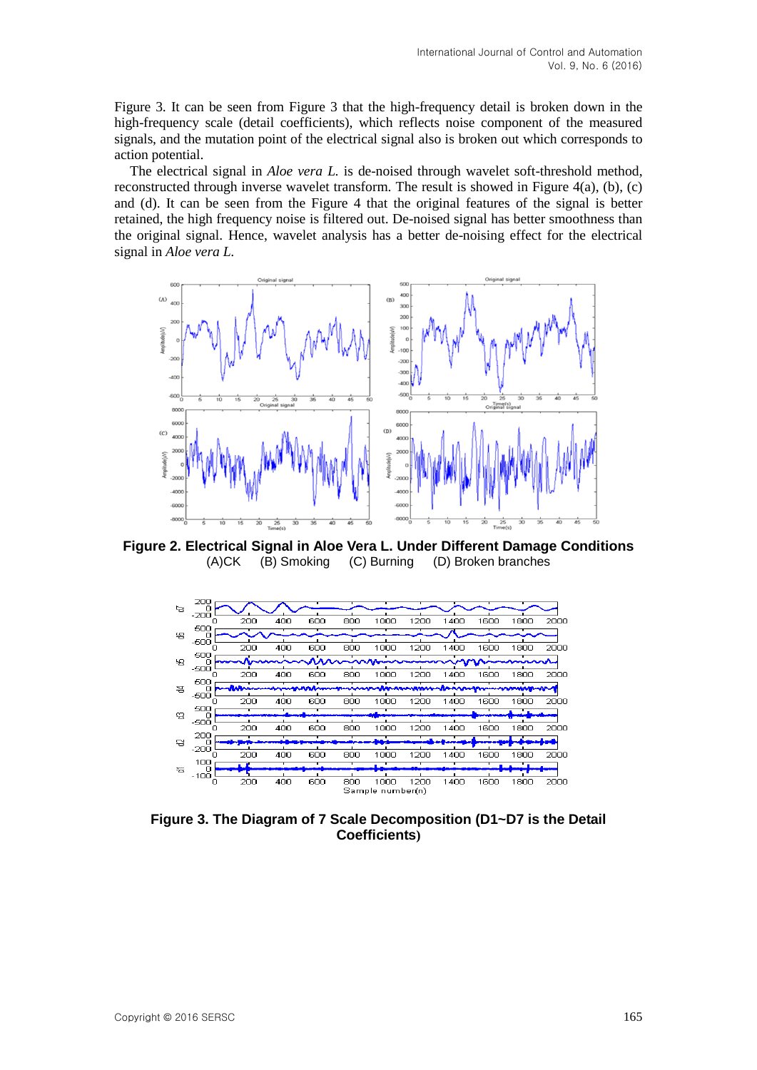Figure 3. It can be seen from Figure 3 that the high-frequency detail is broken down in the high-frequency scale (detail coefficients), which reflects noise component of the measured signals, and the mutation point of the electrical signal also is broken out which corresponds to action potential.

The electrical signal in *Aloe vera L.* is de-noised through wavelet soft-threshold method, reconstructed through inverse wavelet transform. The result is showed in Figure 4(a), (b), (c) and (d). It can be seen from the Figure 4 that the original features of the signal is better retained, the high frequency noise is filtered out. De-noised signal has better smoothness than the original signal. Hence, wavelet analysis has a better de-noising effect for the electrical signal in *Aloe vera L.*

**Figure 2. Electrical Signal in Aloe Vera L. Under Different Damage Conditions**
(A)CK (B) Smoking (C) Burning (D) Broken branches

**Figure 3. The Diagram of 7 Scale Decomposition (D1~D7 is the Detail Coefficients)**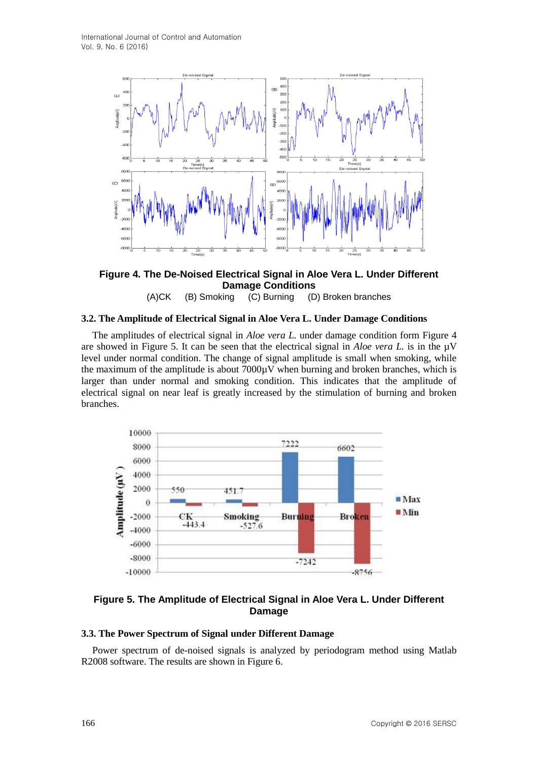**Figure 4. The De-Noised Electrical Signal in Aloe Vera L. Under Different Damage Conditions**

(A)CK (B) Smoking (C) Burning (D) Broken branches

### 3.2. The Amplitude of Electrical Signal in Aloe Vera L. Under Damage Conditions

The amplitudes of electrical signal in *Aloe vera L.* under damage condition form Figure 4 are showed in Figure 5. It can be seen that the electrical signal in *Aloe vera L.* is in the μV level under normal condition. The change of signal amplitude is small when smoking, while the maximum of the amplitude is about 7000μV when burning and broken branches, which is larger than under normal and smoking condition. This indicates that the amplitude of electrical signal on near leaf is greatly increased by the stimulation of burning and broken branches.

**Figure 5. The Amplitude of Electrical Signal in Aloe Vera L. Under Different Damage**

### 3.3. The Power Spectrum of Signal under Different Damage

Power spectrum of de-noised signals is analyzed by periodogram method using Matlab R2008 software. The results are shown in Figure 6.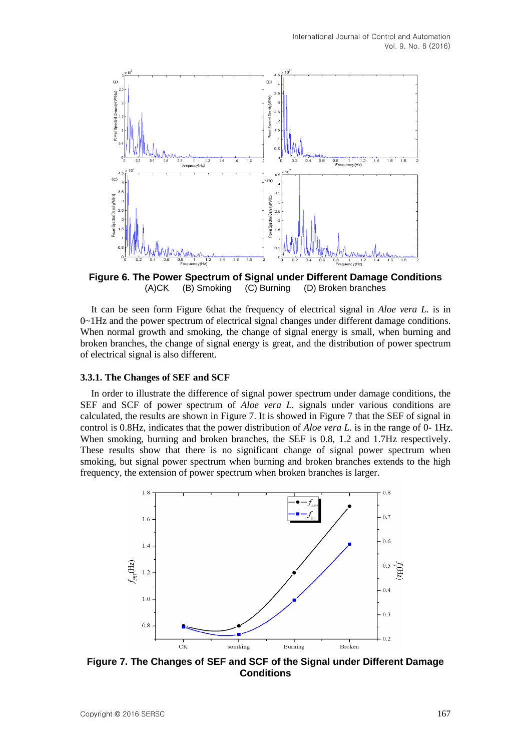**Figure 6. The Power Spectrum of Signal under Different Damage Conditions**
(A)CK (B) Smoking (C) Burning (D) Broken branches

It can be seen form Figure 6that the frequency of electrical signal in *Aloe vera L.* is in 0~1Hz and the power spectrum of electrical signal changes under different damage conditions. When normal growth and smoking, the change of signal energy is small, when burning and broken branches, the change of signal energy is great, and the distribution of power spectrum of electrical signal is also different.

### 3.3.1. The Changes of SEF and SCF

In order to illustrate the difference of signal power spectrum under damage conditions, the SEF and SCF of power spectrum of *Aloe vera L.* signals under various conditions are calculated, the results are shown in Figure 7. It is showed in Figure 7 that the SEF of signal in control is 0.8Hz, indicates that the power distribution of *Aloe vera L.* is in the range of 0- 1Hz. When smoking, burning and broken branches, the SEF is 0.8, 1.2 and 1.7Hz respectively. These results show that there is no significant change of signal power spectrum when smoking, but signal power spectrum when burning and broken branches extends to the high frequency, the extension of power spectrum when broken branches is larger.

**Figure 7. The Changes of SEF and SCF of the Signal under Different Damage Conditions**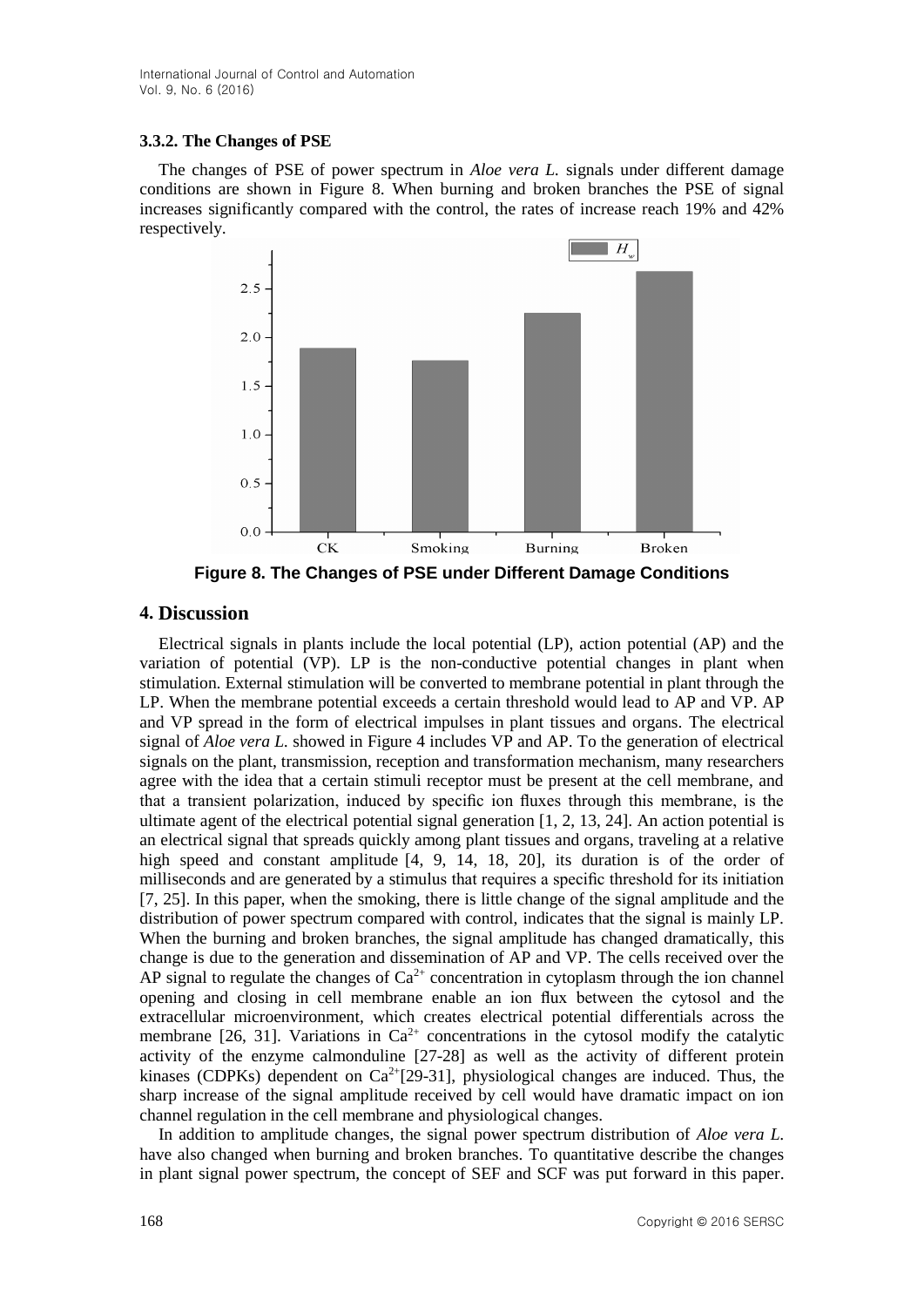### 3.3.2. The Changes of PSE

The changes of PSE of power spectrum in *Aloe vera L.* signals under different damage conditions are shown in Figure 8. When burning and broken branches the PSE of signal increases significantly compared with the control, the rates of increase reach 19% and 42% respectively.

**Figure 8. The Changes of PSE under Different Damage Conditions**

## 4. Discussion

Electrical signals in plants include the local potential (LP), action potential (AP) and the variation of potential (VP). LP is the non-conductive potential changes in plant when stimulation. External stimulation will be converted to membrane potential in plant through the LP. When the membrane potential exceeds a certain threshold would lead to AP and VP. AP and VP spread in the form of electrical impulses in plant tissues and organs. The electrical signal of *Aloe vera L.* showed in Figure 4 includes VP and AP. To the generation of electrical signals on the plant, transmission, reception and transformation mechanism, many researchers agree with the idea that a certain stimuli receptor must be present at the cell membrane, and that a transient polarization, induced by specific ion fluxes through this membrane, is the ultimate agent of the electrical potential signal generation [1, 2, 13, 24]. An action potential is an electrical signal that spreads quickly among plant tissues and organs, traveling at a relative high speed and constant amplitude [4, 9, 14, 18, 20], its duration is of the order of milliseconds and are generated by a stimulus that requires a specific threshold for its initiation [7, 25]. In this paper, when the smoking, there is little change of the signal amplitude and the distribution of power spectrum compared with control, indicates that the signal is mainly LP. When the burning and broken branches, the signal amplitude has changed dramatically, this change is due to the generation and dissemination of AP and VP. The cells received over the AP signal to regulate the changes of $Ca^{2+}$ concentration in cytoplasm through the ion channel opening and closing in cell membrane enable an ion flux between the cytosol and the extracellular microenvironment, which creates electrical potential differentials across the membrane [26, 31]. Variations in $Ca^{2+}$ concentrations in the cytosol modify the catalytic activity of the enzyme calmonduline [27-28] as well as the activity of different protein kinases (CDPKs) dependent on $Ca^{2+}$[29-31], physiological changes are induced. Thus, the sharp increase of the signal amplitude received by cell would have dramatic impact on ion channel regulation in the cell membrane and physiological changes.

In addition to amplitude changes, the signal power spectrum distribution of *Aloe vera L.* have also changed when burning and broken branches. To quantitative describe the changes in plant signal power spectrum, the concept of SEF and SCF was put forward in this paper.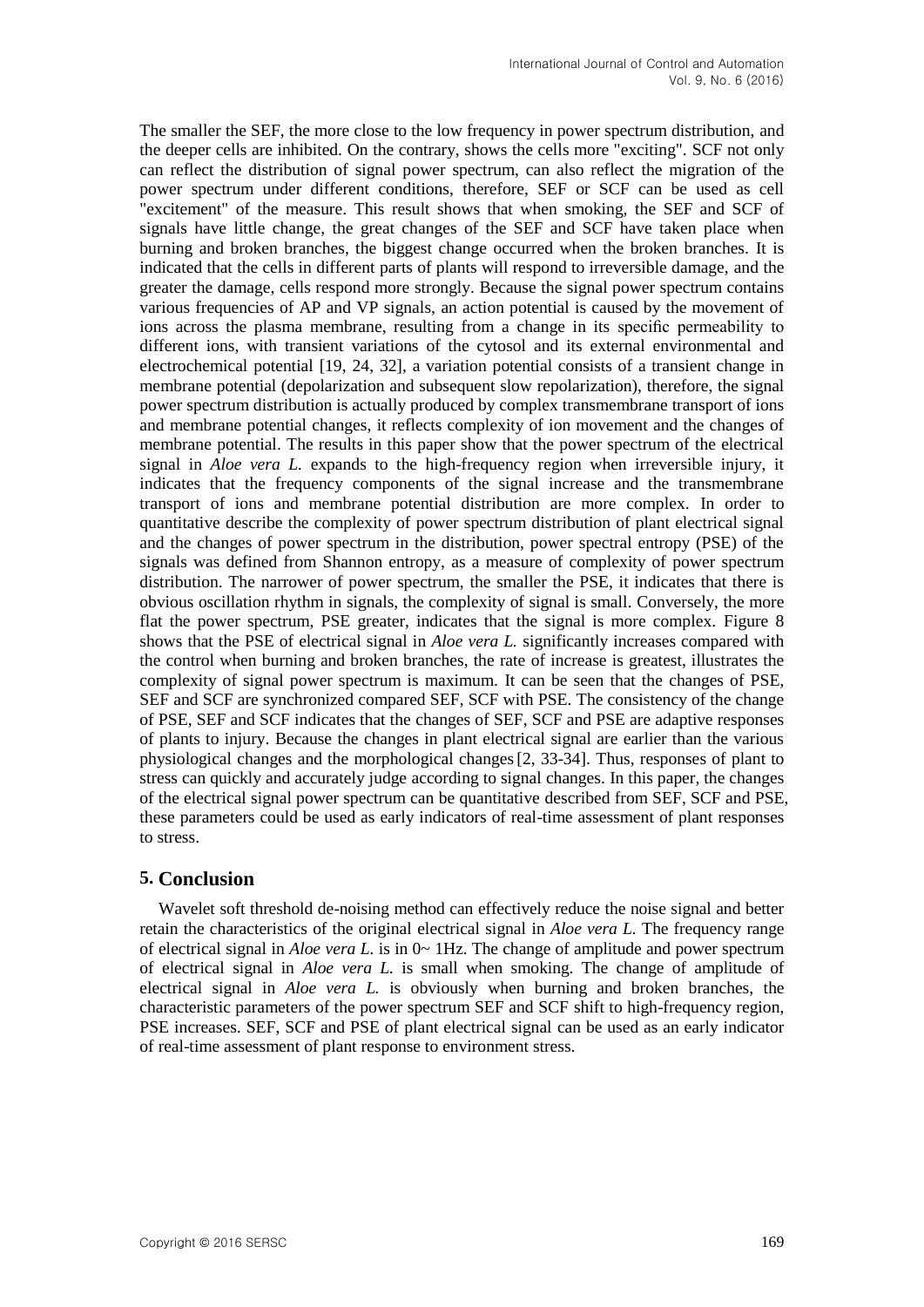The smaller the SEF, the more close to the low frequency in power spectrum distribution, and the deeper cells are inhibited. On the contrary, shows the cells more "exciting". SCF not only can reflect the distribution of signal power spectrum, can also reflect the migration of the power spectrum under different conditions, therefore, SEF or SCF can be used as cell "excitement" of the measure. This result shows that when smoking, the SEF and SCF of signals have little change, the great changes of the SEF and SCF have taken place when burning and broken branches, the biggest change occurred when the broken branches. It is indicated that the cells in different parts of plants will respond to irreversible damage, and the greater the damage, cells respond more strongly. Because the signal power spectrum contains various frequencies of AP and VP signals, an action potential is caused by the movement of ions across the plasma membrane, resulting from a change in its specific permeability to different ions, with transient variations of the cytosol and its external environmental and electrochemical potential [19, 24, 32], a variation potential consists of a transient change in membrane potential (depolarization and subsequent slow repolarization), therefore, the signal power spectrum distribution is actually produced by complex transmembrane transport of ions and membrane potential changes, it reflects complexity of ion movement and the changes of membrane potential. The results in this paper show that the power spectrum of the electrical signal in *Aloe vera L.* expands to the high-frequency region when irreversible injury, it indicates that the frequency components of the signal increase and the transmembrane transport of ions and membrane potential distribution are more complex. In order to quantitative describe the complexity of power spectrum distribution of plant electrical signal and the changes of power spectrum in the distribution, power spectral entropy (PSE) of the signals was defined from Shannon entropy, as a measure of complexity of power spectrum distribution. The narrower of power spectrum, the smaller the PSE, it indicates that there is obvious oscillation rhythm in signals, the complexity of signal is small. Conversely, the more flat the power spectrum, PSE greater, indicates that the signal is more complex. Figure 8 shows that the PSE of electrical signal in *Aloe vera L.* significantly increases compared with the control when burning and broken branches, the rate of increase is greatest, illustrates the complexity of signal power spectrum is maximum. It can be seen that the changes of PSE, SEF and SCF are synchronized compared SEF, SCF with PSE. The consistency of the change of PSE, SEF and SCF indicates that the changes of SEF, SCF and PSE are adaptive responses of plants to injury. Because the changes in plant electrical signal are earlier than the various physiological changes and the morphological changes [2, 33-34]. Thus, responses of plant to stress can quickly and accurately judge according to signal changes. In this paper, the changes of the electrical signal power spectrum can be quantitative described from SEF, SCF and PSE, these parameters could be used as early indicators of real-time assessment of plant responses to stress.

## 5. Conclusion

Wavelet soft threshold de-noising method can effectively reduce the noise signal and better retain the characteristics of the original electrical signal in *Aloe vera L.* The frequency range of electrical signal in *Aloe vera L.* is in 0~ 1Hz. The change of amplitude and power spectrum of electrical signal in *Aloe vera L.* is small when smoking. The change of amplitude of electrical signal in *Aloe vera L.* is obviously when burning and broken branches, the characteristic parameters of the power spectrum SEF and SCF shift to high-frequency region, PSE increases. SEF, SCF and PSE of plant electrical signal can be used as an early indicator of real-time assessment of plant response to environment stress.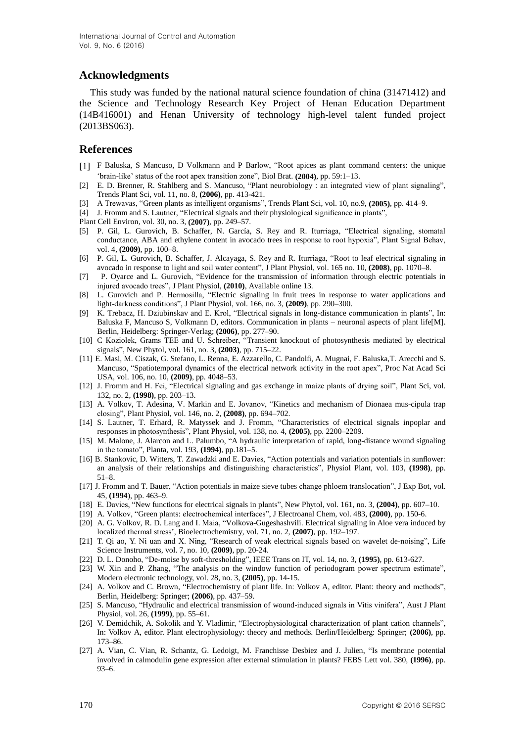## Acknowledgments

This study was funded by the national natural science foundation of china (31471412) and the Science and Technology Research Key Project of Henan Education Department (14B416001) and Henan University of technology high-level talent funded project (2013BS063).

## References

[1] F Baluska, S Mancuso, D Volkmann and P Barlow, "Root apices as plant command centers: the unique 'brain-like' status of the root apex transition zone", Biol Brat. **(2004)**, pp. 59:1–13.

[2] E. D. Brenner, R. Stahlberg and S. Mancuso, "Plant neurobiology : an integrated view of plant signaling", Trends Plant Sci, vol. 11, no. 8, **(2006)**, pp. 413-421.

[3] A Trewavas, "Green plants as intelligent organisms", Trends Plant Sci, vol. 10, no.9, **(2005)**, pp. 414–9.

[4] J. Fromm and S. Lautner, "Electrical signals and their physiological significance in plants", Plant Cell Environ, vol. 30, no. 3, **(2007)**, pp. 249–57.

[5] P. Gil, L. Gurovich, B. Schaffer, N. García, S. Rey and R. Iturriaga, "Electrical signaling, stomatal conductance, ABA and ethylene content in avocado trees in response to root hypoxia", Plant Signal Behav, vol. 4, **(2009)**, pp. 100–8.

[6] P. Gil, L. Gurovich, B. Schaffer, J. Alcayaga, S. Rey and R. Iturriaga, "Root to leaf electrical signaling in avocado in response to light and soil water content", J Plant Physiol, vol. 165 no. 10, **(2008)**, pp. 1070–8.

[7] P. Oyarce and L. Gurovich, "Evidence for the transmission of information through electric potentials in injured avocado trees", J Plant Physiol, **(2010)**, Available online 13.

[8] L. Gurovich and P. Hermosilla, "Electric signaling in fruit trees in response to water applications and light-darkness conditions", J Plant Physiol, vol. 166, no. 3, **(2009)**, pp. 290–300.

[9] K. Trebacz, H. Dziubinskav and E. Krol, "Electrical signals in long-distance communication in plants", In: Baluska F, Mancuso S, Volkmann D, editors. Communication in plants – neuronal aspects of plant life[M]. Berlin, Heidelberg: Springer-Verlag; **(2006)**, pp. 277–90.

[10] C Koziolek, Grams TEE and U. Schreiber, "Transient knockout of photosynthesis mediated by electrical signals", New Phytol, vol. 161, no. 3, **(2003)**, pp. 715–22.

[11] E. Masi, M. Ciszak, G. Stefano, L. Renna, E. Azzarello, C. Pandolfi, A. Mugnai, F. Baluska,T. Arecchi and S. Mancuso, "Spatiotemporal dynamics of the electrical network activity in the root apex", Proc Nat Acad Sci USA, vol. 106, no. 10, **(2009)**, pp. 4048–53.

[12] J. Fromm and H. Fei, "Electrical signaling and gas exchange in maize plants of drying soil", Plant Sci, vol. 132, no. 2, **(1998)**, pp. 203–13.

[13] A. Volkov, T. Adesina, V. Markin and E. Jovanov, "Kinetics and mechanism of Dionaea mus-cipula trap closing", Plant Physiol, vol. 146, no. 2, **(2008)**, pp. 694–702.

[14] S. Lautner, T. Erhard, R. Matyssek and J. Fromm, "Characteristics of electrical signals inpoplar and responses in photosynthesis", Plant Physiol, vol. 138, no. 4, **(2005)**, pp. 2200–2209.

[15] M. Malone, J. Alarcon and L. Palumbo, "A hydraulic interpretation of rapid, long-distance wound signaling in the tomato", Planta, vol. 193, **(1994)**, pp.181–5.

[16] B. Stankovic, D. Witters, T. Zawadzki and E. Davies, "Action potentials and variation potentials in sunflower: an analysis of their relationships and distinguishing characteristics", Physiol Plant, vol. 103, **(1998)**, pp. 51–8.

[17] J. Fromm and T. Bauer, "Action potentials in maize sieve tubes change phloem translocation", J Exp Bot, vol. 45, **(1994)**, pp. 463–9.

[18] E. Davies, "New functions for electrical signals in plants", New Phytol, vol. 161, no. 3, **(2004)**, pp. 607–10.

[19] A. Volkov, "Green plants: electrochemical interfaces", J Electroanal Chem, vol. 483, **(2000)**, pp. 150-6.

[20] A. G. Volkov, R. D. Lang and I. Maia, "Volkova-Gugeshashvili. Electrical signaling in Aloe vera induced by localized thermal stress', Bioelectrochemistry, vol. 71, no. 2, **(2007)**, pp. 192–197.

[21] T. Qi ao, Y. Ni uan and X. Ning, "Research of weak electrical signals based on wavelet de-noising", Life Science Instruments, vol. 7, no. 10, **(2009)**, pp. 20-24.

[22] D. L. Donoho, "De-moise by soft-thresholding", IEEE Trans on IT, vol. 14, no. 3, **(1995)**, pp. 613-627.

[23] W. Xin and P. Zhang, "The analysis on the window function of periodogram power spectrum estimate", Modern electronic technology, vol. 28, no. 3, **(2005)**, pp. 14-15.

[24] A. Volkov and C. Brown, "Electrochemistry of plant life. In: Volkov A, editor. Plant: theory and methods", Berlin, Heidelberg: Springer; **(2006)**, pp. 437–59.

[25] S. Mancuso, "Hydraulic and electrical transmission of wound-induced signals in Vitis vinifera", Aust J Plant Physiol, vol. 26, **(1999)**, pp. 55–61.

[26] V. Demidchik, A. Sokolik and Y. Vladimir, "Electrophysiological characterization of plant cation channels", In: Volkov A, editor. Plant electrophysiology: theory and methods. Berlin/Heidelberg: Springer; **(2006)**, pp. 173–86.

[27] A. Vian, C. Vian, R. Schantz, G. Ledoigt, M. Franchisse Desbiez and J. Julien, "Is membrane potential involved in calmodulin gene expression after external stimulation in plants? FEBS Lett vol. 380, **(1996)**, pp. 93–6.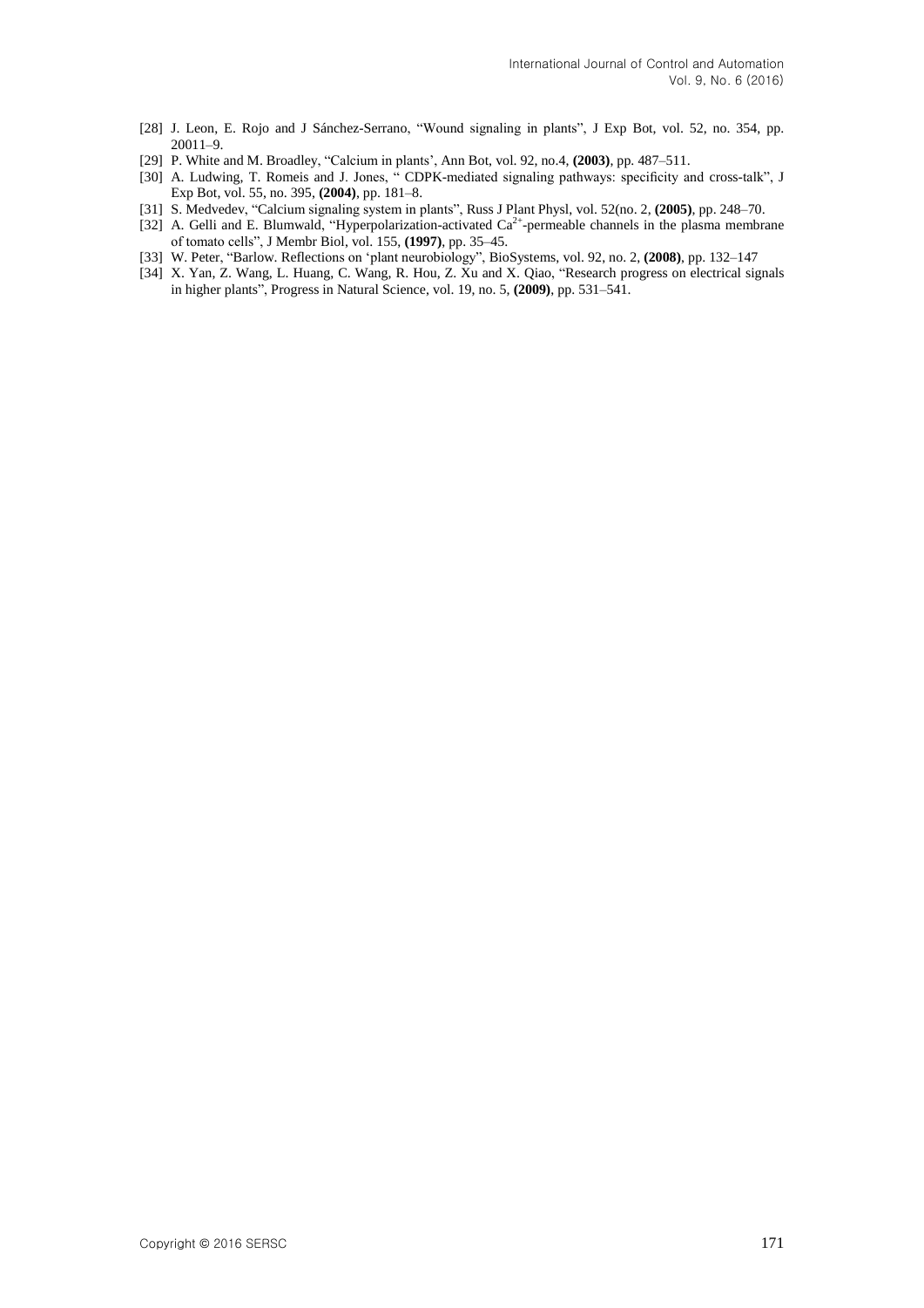[28] J. Leon, E. Rojo and J Sánchez-Serrano, "Wound signaling in plants", J Exp Bot, vol. 52, no. 354, pp. 20011–9.

[29] P. White and M. Broadley, "Calcium in plants', Ann Bot, vol. 92, no.4, **(2003)**, pp. 487–511.

[30] A. Ludwing, T. Romeis and J. Jones, " CDPK-mediated signaling pathways: specificity and cross-talk", J Exp Bot, vol. 55, no. 395, **(2004)**, pp. 181–8.

[31] S. Medvedev, "Calcium signaling system in plants", Russ J Plant Physl, vol. 52(no. 2, **(2005)**, pp. 248–70.

[32] A. Gelli and E. Blumwald, "Hyperpolarization-activated $Ca^{2+}$-permeable channels in the plasma membrane of tomato cells", J Membr Biol, vol. 155, **(1997)**, pp. 35–45.

[33] W. Peter, "Barlow. Reflections on 'plant neurobiology", BioSystems, vol. 92, no. 2, **(2008)**, pp. 132–147

[34] X. Yan, Z. Wang, L. Huang, C. Wang, R. Hou, Z. Xu and X. Qiao, "Research progress on electrical signals in higher plants", Progress in Natural Science, vol. 19, no. 5, **(2009)**, pp. 531–541.